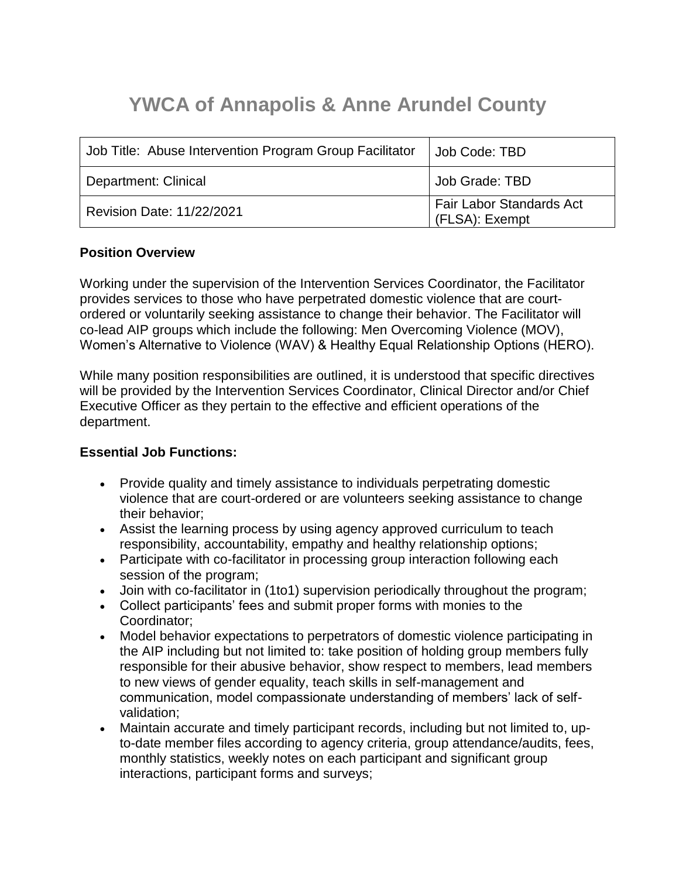# YWCA of Annapolis & Anne Arundel County

| Job Title: Abuse Intervention Program Group Facilitator | Job Code: TBD |
| --- | --- |
| Department: Clinical | Job Grade: TBD |
| Revision Date: 11/22/2021 | Fair Labor Standards Act (FLSA): Exempt |

**Position Overview**

Working under the supervision of the Intervention Services Coordinator, the Facilitator provides services to those who have perpetrated domestic violence that are court-ordered or voluntarily seeking assistance to change their behavior. The Facilitator will co-lead AIP groups which include the following: Men Overcoming Violence (MOV), Women's Alternative to Violence (WAV) & Healthy Equal Relationship Options (HERO).

While many position responsibilities are outlined, it is understood that specific directives will be provided by the Intervention Services Coordinator, Clinical Director and/or Chief Executive Officer as they pertain to the effective and efficient operations of the department.

**Essential Job Functions:**

- Provide quality and timely assistance to individuals perpetrating domestic violence that are court-ordered or are volunteers seeking assistance to change their behavior;
- Assist the learning process by using agency approved curriculum to teach responsibility, accountability, empathy and healthy relationship options;
- Participate with co-facilitator in processing group interaction following each session of the program;
- Join with co-facilitator in (1to1) supervision periodically throughout the program;
- Collect participants' fees and submit proper forms with monies to the Coordinator;
- Model behavior expectations to perpetrators of domestic violence participating in the AIP including but not limited to: take position of holding group members fully responsible for their abusive behavior, show respect to members, lead members to new views of gender equality, teach skills in self-management and communication, model compassionate understanding of members' lack of self-validation;
- Maintain accurate and timely participant records, including but not limited to, up-to-date member files according to agency criteria, group attendance/audits, fees, monthly statistics, weekly notes on each participant and significant group interactions, participant forms and surveys;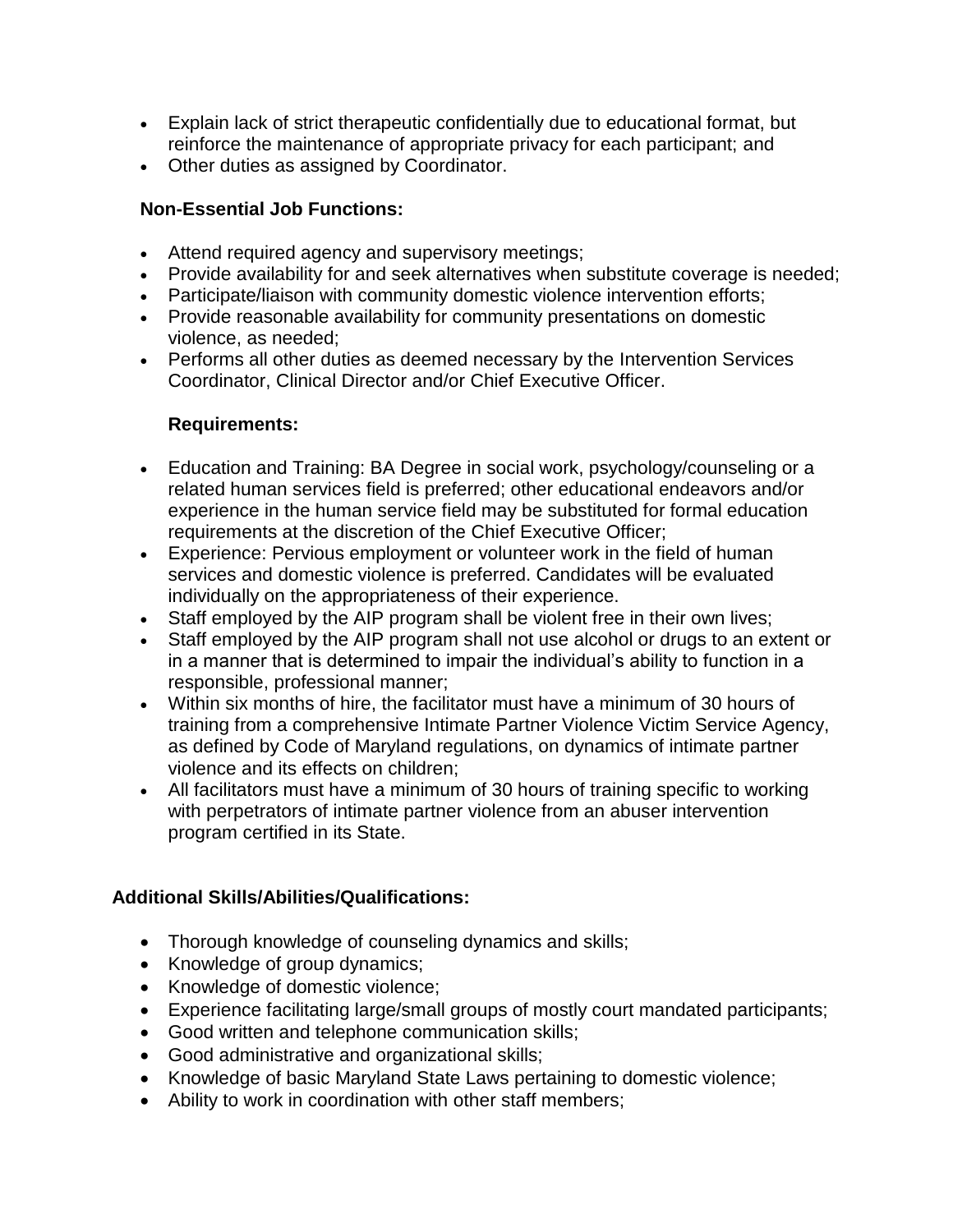- Explain lack of strict therapeutic confidentially due to educational format, but reinforce the maintenance of appropriate privacy for each participant; and
- Other duties as assigned by Coordinator.

**Non-Essential Job Functions:**

- Attend required agency and supervisory meetings;
- Provide availability for and seek alternatives when substitute coverage is needed;
- Participate/liaison with community domestic violence intervention efforts;
- Provide reasonable availability for community presentations on domestic violence, as needed;
- Performs all other duties as deemed necessary by the Intervention Services Coordinator, Clinical Director and/or Chief Executive Officer.

**Requirements:**

- Education and Training: BA Degree in social work, psychology/counseling or a related human services field is preferred; other educational endeavors and/or experience in the human service field may be substituted for formal education requirements at the discretion of the Chief Executive Officer;
- Experience: Pervious employment or volunteer work in the field of human services and domestic violence is preferred. Candidates will be evaluated individually on the appropriateness of their experience.
- Staff employed by the AIP program shall be violent free in their own lives;
- Staff employed by the AIP program shall not use alcohol or drugs to an extent or in a manner that is determined to impair the individual's ability to function in a responsible, professional manner;
- Within six months of hire, the facilitator must have a minimum of 30 hours of training from a comprehensive Intimate Partner Violence Victim Service Agency, as defined by Code of Maryland regulations, on dynamics of intimate partner violence and its effects on children;
- All facilitators must have a minimum of 30 hours of training specific to working with perpetrators of intimate partner violence from an abuser intervention program certified in its State.

**Additional Skills/Abilities/Qualifications:**

- Thorough knowledge of counseling dynamics and skills;
- Knowledge of group dynamics;
- Knowledge of domestic violence;
- Experience facilitating large/small groups of mostly court mandated participants;
- Good written and telephone communication skills;
- Good administrative and organizational skills;
- Knowledge of basic Maryland State Laws pertaining to domestic violence;
- Ability to work in coordination with other staff members;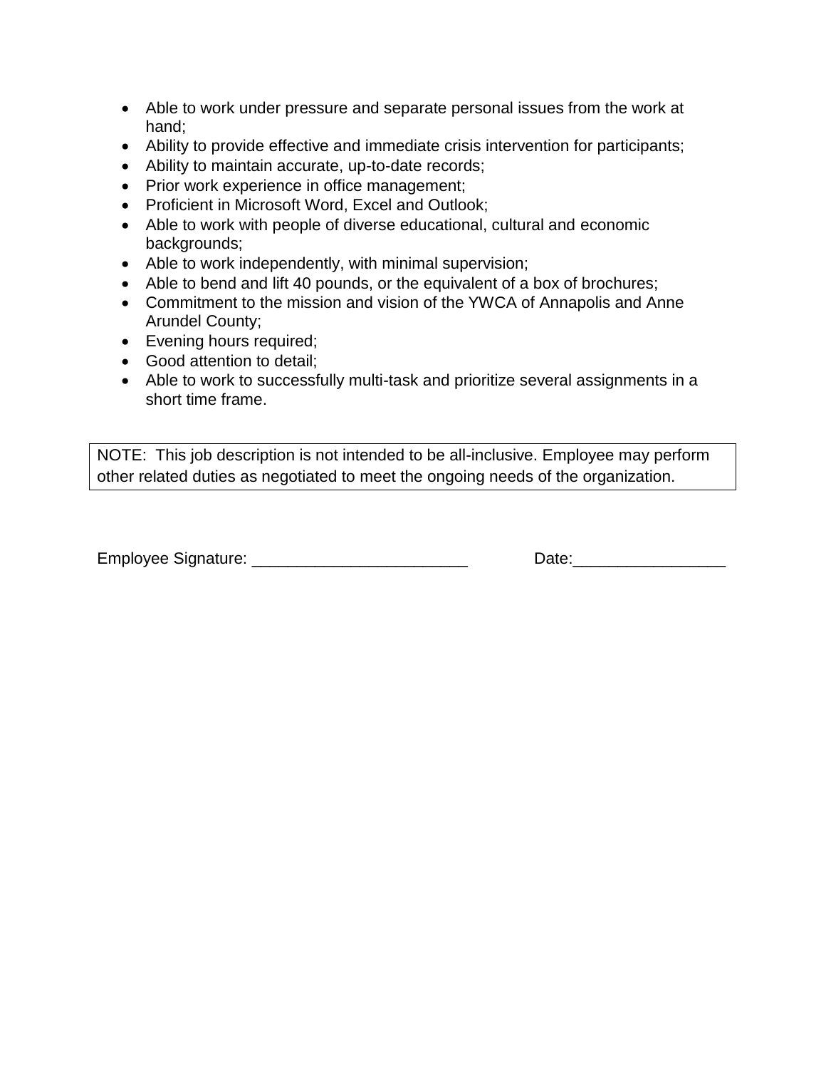- Able to work under pressure and separate personal issues from the work at hand;
- Ability to provide effective and immediate crisis intervention for participants;
- Ability to maintain accurate, up-to-date records;
- Prior work experience in office management;
- Proficient in Microsoft Word, Excel and Outlook;
- Able to work with people of diverse educational, cultural and economic backgrounds;
- Able to work independently, with minimal supervision;
- Able to bend and lift 40 pounds, or the equivalent of a box of brochures;
- Commitment to the mission and vision of the YWCA of Annapolis and Anne Arundel County;
- Evening hours required;
- Good attention to detail;
- Able to work to successfully multi-task and prioritize several assignments in a short time frame.

| |
|---|
| NOTE: This job description is not intended to be all-inclusive. Employee may perform other related duties as negotiated to meet the ongoing needs of the organization. |

Employee Signature: ________________________ Date:_________________